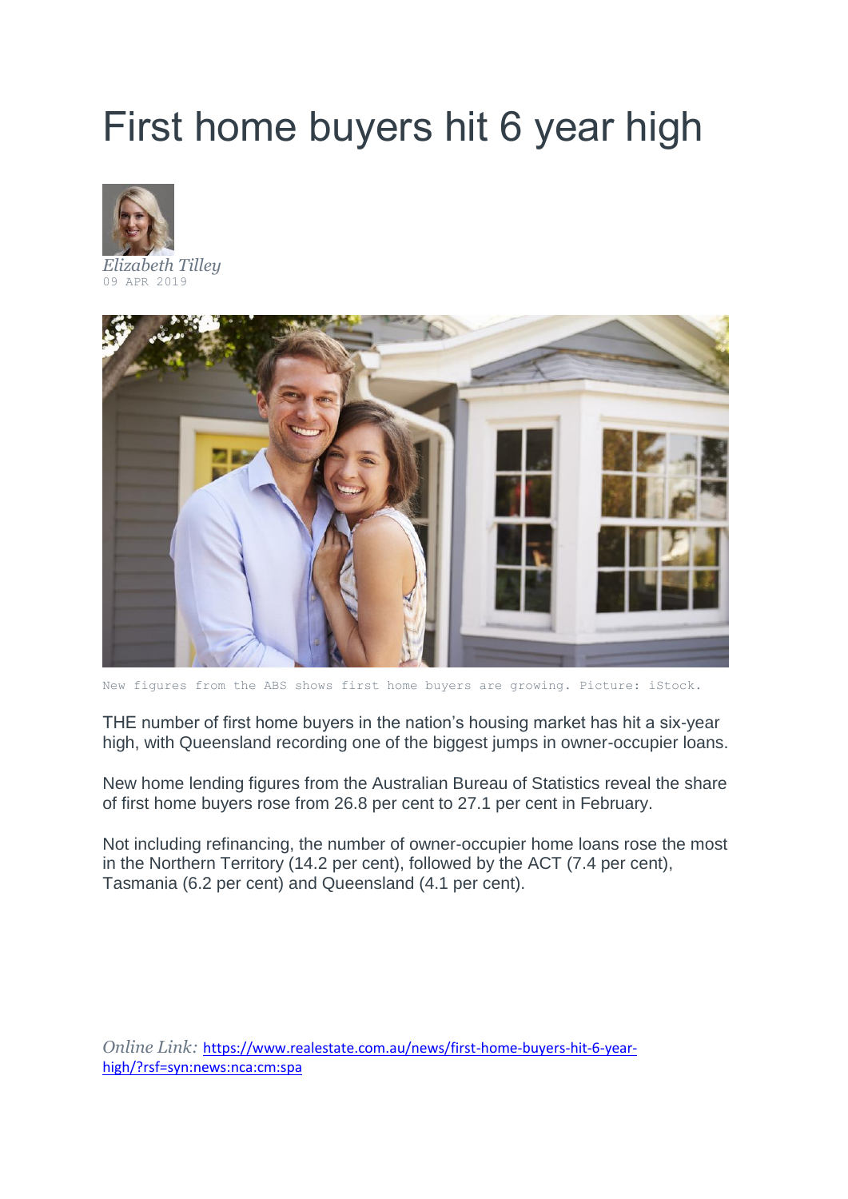# First home buyers hit 6 year high

*Elizabeth Tilley*
09 APR 2019

New figures from the ABS shows first home buyers are growing. Picture: iStock.

THE number of first home buyers in the nation's housing market has hit a six-year high, with Queensland recording one of the biggest jumps in owner-occupier loans.

New home lending figures from the Australian Bureau of Statistics reveal the share of first home buyers rose from 26.8 per cent to 27.1 per cent in February.

Not including refinancing, the number of owner-occupier home loans rose the most in the Northern Territory (14.2 per cent), followed by the ACT (7.4 per cent), Tasmania (6.2 per cent) and Queensland (4.1 per cent).

*Online Link:* https://www.realestate.com.au/news/first-home-buyers-hit-6-year-high/?rsf=syn:news:nca:cm:spa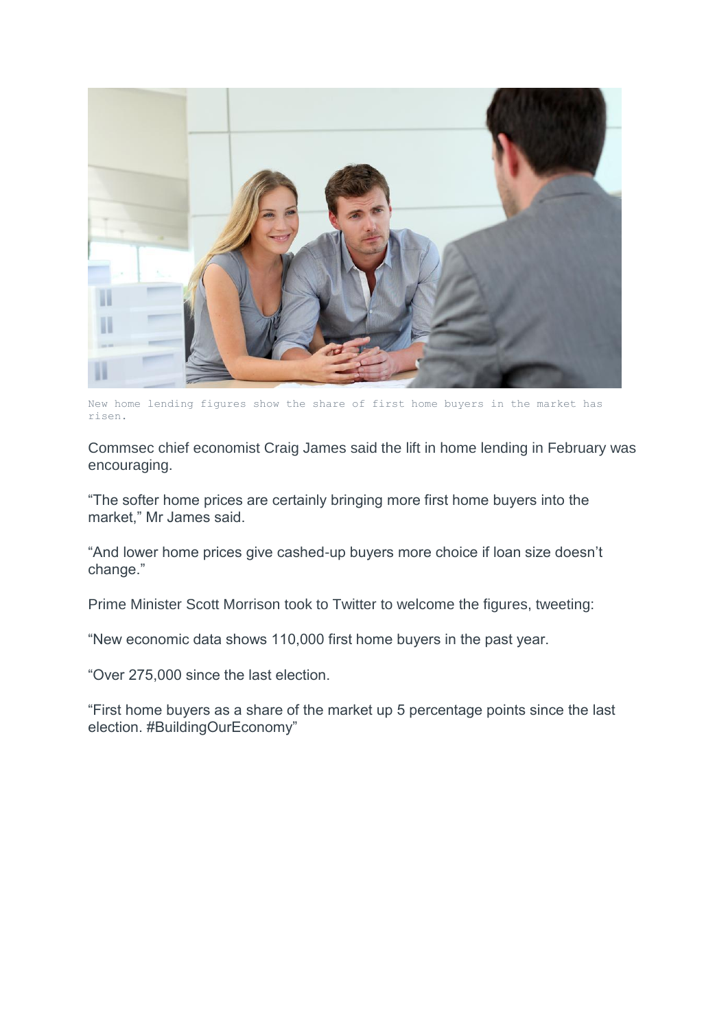New home lending figures show the share of first home buyers in the market has risen.

Commsec chief economist Craig James said the lift in home lending in February was encouraging.

"The softer home prices are certainly bringing more first home buyers into the market," Mr James said.

"And lower home prices give cashed-up buyers more choice if loan size doesn't change."

Prime Minister Scott Morrison took to Twitter to welcome the figures, tweeting:

"New economic data shows 110,000 first home buyers in the past year.

"Over 275,000 since the last election.

"First home buyers as a share of the market up 5 percentage points since the last election. #BuildingOurEconomy"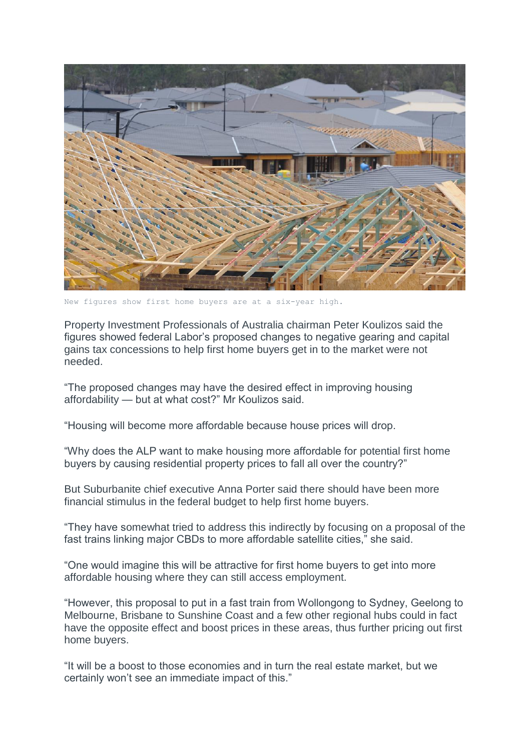New figures show first home buyers are at a six-year high.

Property Investment Professionals of Australia chairman Peter Koulizos said the figures showed federal Labor's proposed changes to negative gearing and capital gains tax concessions to help first home buyers get in to the market were not needed.

"The proposed changes may have the desired effect in improving housing affordability — but at what cost?" Mr Koulizos said.

"Housing will become more affordable because house prices will drop.

"Why does the ALP want to make housing more affordable for potential first home buyers by causing residential property prices to fall all over the country?"

But Suburbanite chief executive Anna Porter said there should have been more financial stimulus in the federal budget to help first home buyers.

"They have somewhat tried to address this indirectly by focusing on a proposal of the fast trains linking major CBDs to more affordable satellite cities," she said.

"One would imagine this will be attractive for first home buyers to get into more affordable housing where they can still access employment.

"However, this proposal to put in a fast train from Wollongong to Sydney, Geelong to Melbourne, Brisbane to Sunshine Coast and a few other regional hubs could in fact have the opposite effect and boost prices in these areas, thus further pricing out first home buyers.

"It will be a boost to those economies and in turn the real estate market, but we certainly won't see an immediate impact of this."